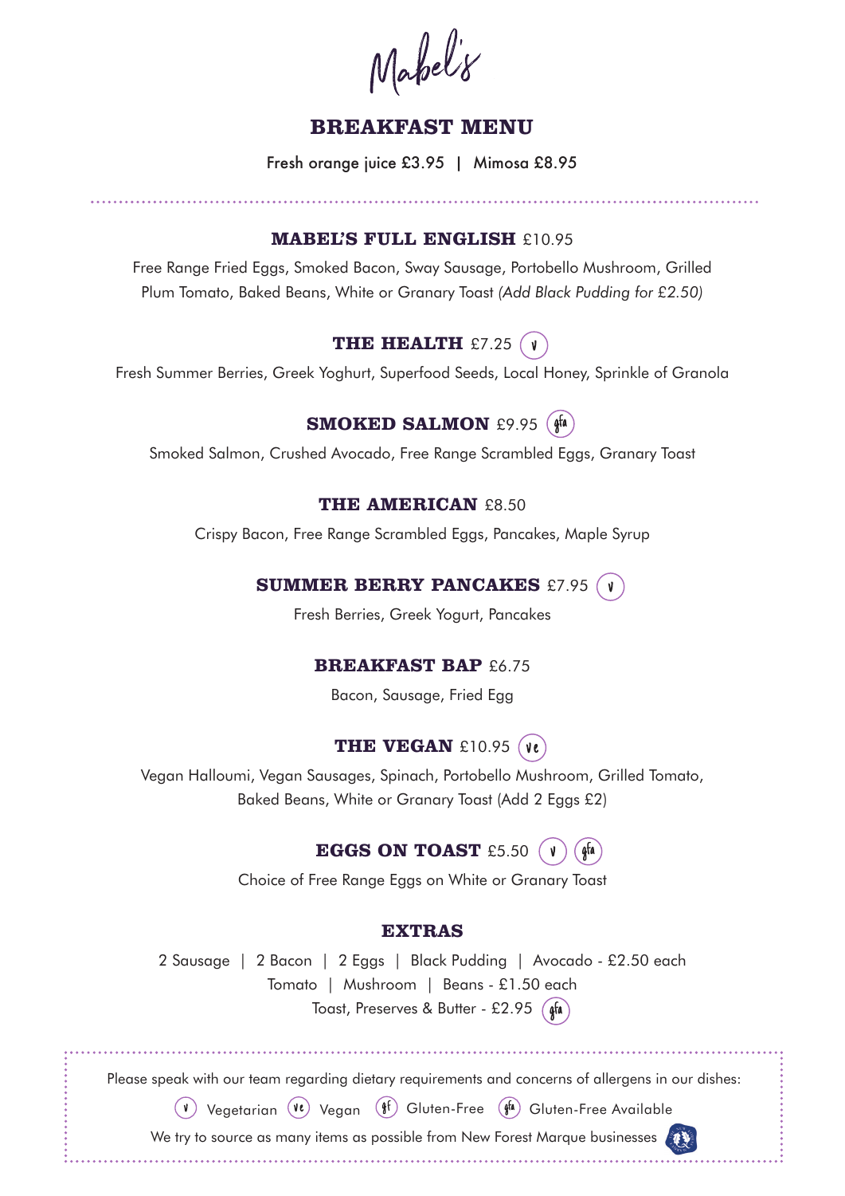# Mabel's

## BREAKFAST MENU

Fresh orange juice £3.95 | Mimosa £8.95

---

### MABEL'S FULL ENGLISH £10.95

Free Range Fried Eggs, Smoked Bacon, Sway Sausage, Portobello Mushroom, Grilled Plum Tomato, Baked Beans, White or Granary Toast *(Add Black Pudding for £2.50)*

### THE HEALTH £7.25 (v)

Fresh Summer Berries, Greek Yoghurt, Superfood Seeds, Local Honey, Sprinkle of Granola

### SMOKED SALMON £9.95 (gfa)

Smoked Salmon, Crushed Avocado, Free Range Scrambled Eggs, Granary Toast

### THE AMERICAN £8.50

Crispy Bacon, Free Range Scrambled Eggs, Pancakes, Maple Syrup

### SUMMER BERRY PANCAKES £7.95 (v)

Fresh Berries, Greek Yogurt, Pancakes

### BREAKFAST BAP £6.75

Bacon, Sausage, Fried Egg

### THE VEGAN £10.95 (ve)

Vegan Halloumi, Vegan Sausages, Spinach, Portobello Mushroom, Grilled Tomato, Baked Beans, White or Granary Toast (Add 2 Eggs £2)

### EGGS ON TOAST £5.50 (v) (gfa)

Choice of Free Range Eggs on White or Granary Toast

### EXTRAS

2 Sausage | 2 Bacon | 2 Eggs | Black Pudding | Avocado - £2.50 each

Tomato | Mushroom | Beans - £1.50 each

Toast, Preserves & Butter - £2.95 (gfa)

---

Please speak with our team regarding dietary requirements and concerns of allergens in our dishes:

(v) Vegetarian (ve) Vegan (gf) Gluten-Free (gfa) Gluten-Free Available

We try to source as many items as possible from New Forest Marque businesses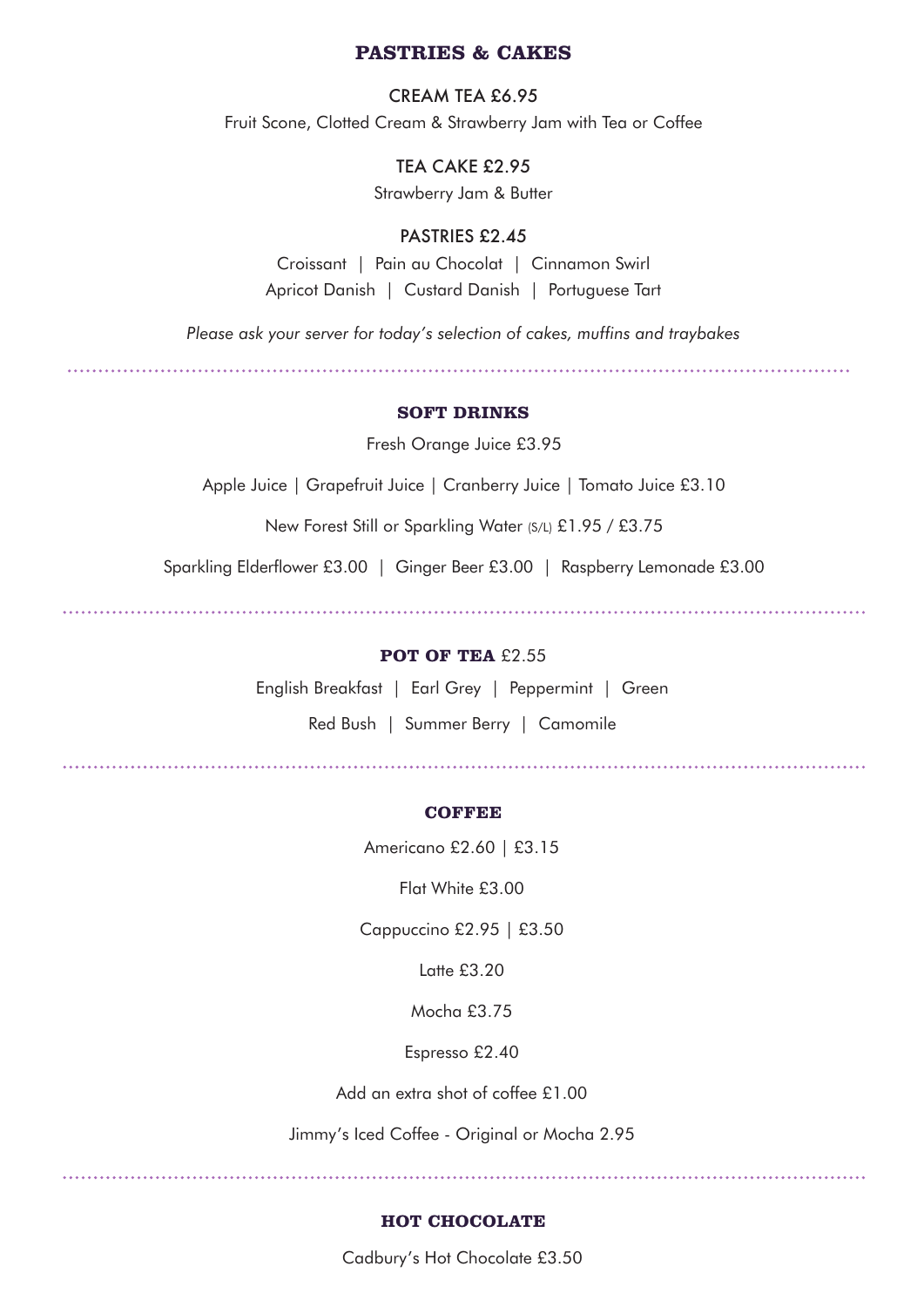## PASTRIES & CAKES

**CREAM TEA £6.95**

Fruit Scone, Clotted Cream & Strawberry Jam with Tea or Coffee

**TEA CAKE £2.95**

Strawberry Jam & Butter

**PASTRIES £2.45**

Croissant | Pain au Chocolat | Cinnamon Swirl
Apricot Danish | Custard Danish | Portuguese Tart

*Please ask your server for today's selection of cakes, muffins and traybakes*

## SOFT DRINKS

Fresh Orange Juice £3.95

Apple Juice | Grapefruit Juice | Cranberry Juice | Tomato Juice £3.10

New Forest Still or Sparkling Water (S/L) £1.95 / £3.75

Sparkling Elderflower £3.00 | Ginger Beer £3.00 | Raspberry Lemonade £3.00

## POT OF TEA £2.55

English Breakfast | Earl Grey | Peppermint | Green

Red Bush | Summer Berry | Camomile

## COFFEE

Americano £2.60 | £3.15

Flat White £3.00

Cappuccino £2.95 | £3.50

Latte £3.20

Mocha £3.75

Espresso £2.40

Add an extra shot of coffee £1.00

Jimmy's Iced Coffee - Original or Mocha 2.95

## HOT CHOCOLATE

Cadbury's Hot Chocolate £3.50